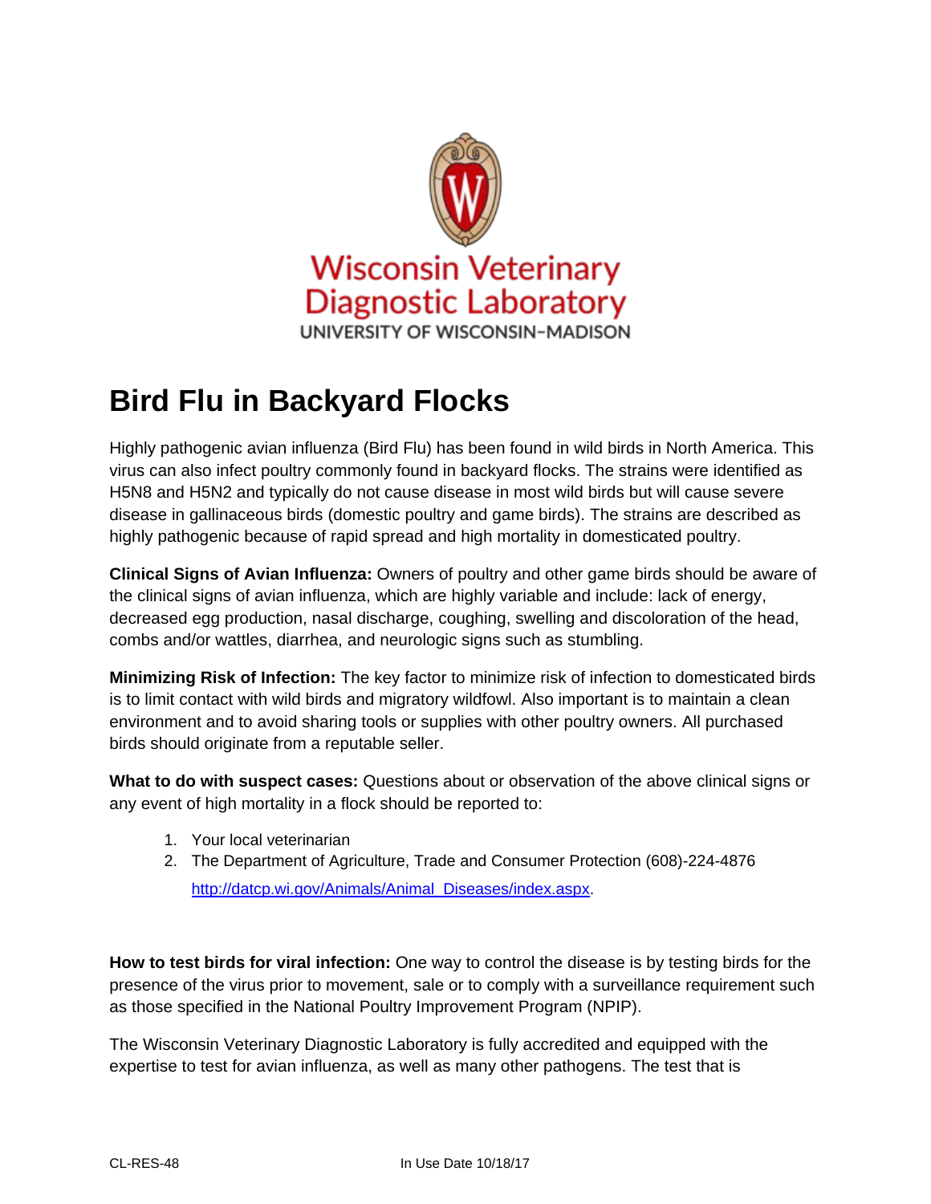Wisconsin Veterinary Diagnostic Laboratory

UNIVERSITY OF WISCONSIN-MADISON

# Bird Flu in Backyard Flocks

Highly pathogenic avian influenza (Bird Flu) has been found in wild birds in North America. This virus can also infect poultry commonly found in backyard flocks. The strains were identified as H5N8 and H5N2 and typically do not cause disease in most wild birds but will cause severe disease in gallinaceous birds (domestic poultry and game birds). The strains are described as highly pathogenic because of rapid spread and high mortality in domesticated poultry.

**Clinical Signs of Avian Influenza:** Owners of poultry and other game birds should be aware of the clinical signs of avian influenza, which are highly variable and include: lack of energy, decreased egg production, nasal discharge, coughing, swelling and discoloration of the head, combs and/or wattles, diarrhea, and neurologic signs such as stumbling.

**Minimizing Risk of Infection:** The key factor to minimize risk of infection to domesticated birds is to limit contact with wild birds and migratory wildfowl. Also important is to maintain a clean environment and to avoid sharing tools or supplies with other poultry owners. All purchased birds should originate from a reputable seller.

**What to do with suspect cases:** Questions about or observation of the above clinical signs or any event of high mortality in a flock should be reported to:

1. Your local veterinarian
2. The Department of Agriculture, Trade and Consumer Protection (608)-224-4876 [http://datcp.wi.gov/Animals/Animal_Diseases/index.aspx](http://datcp.wi.gov/Animals/Animal_Diseases/index.aspx).

**How to test birds for viral infection:** One way to control the disease is by testing birds for the presence of the virus prior to movement, sale or to comply with a surveillance requirement such as those specified in the National Poultry Improvement Program (NPIP).

The Wisconsin Veterinary Diagnostic Laboratory is fully accredited and equipped with the expertise to test for avian influenza, as well as many other pathogens. The test that is

CL-RES-48 In Use Date 10/18/17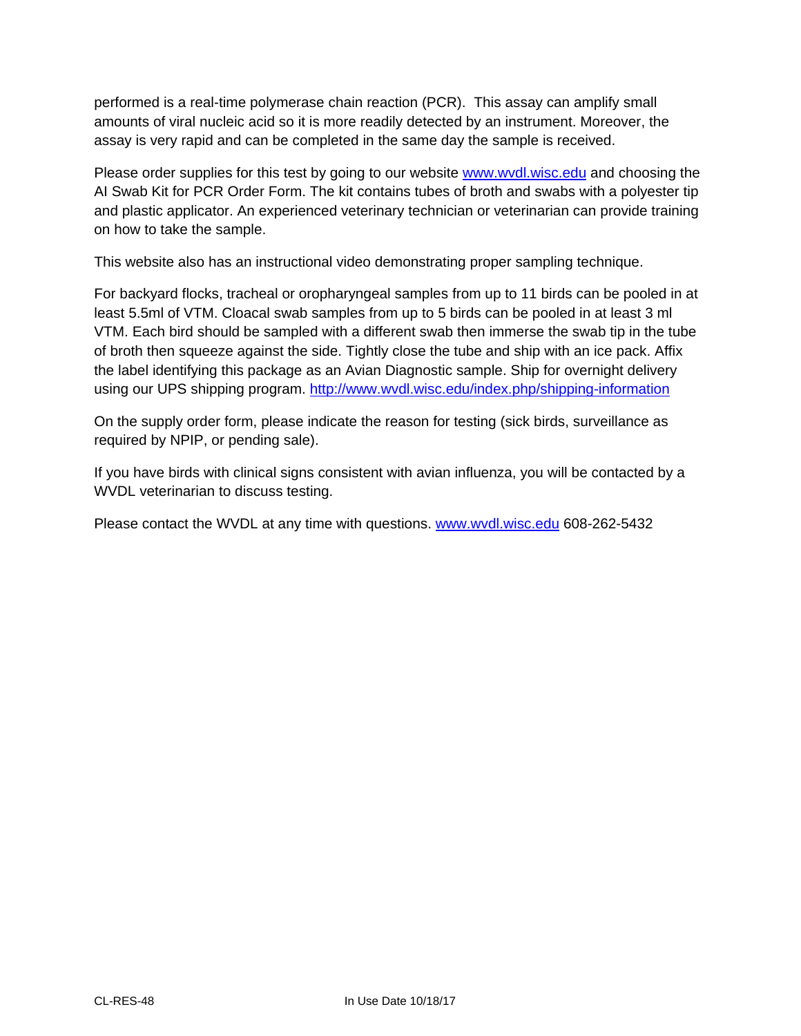performed is a real-time polymerase chain reaction (PCR). This assay can amplify small amounts of viral nucleic acid so it is more readily detected by an instrument. Moreover, the assay is very rapid and can be completed in the same day the sample is received.

Please order supplies for this test by going to our website www.wvdl.wisc.edu and choosing the AI Swab Kit for PCR Order Form. The kit contains tubes of broth and swabs with a polyester tip and plastic applicator. An experienced veterinary technician or veterinarian can provide training on how to take the sample.

This website also has an instructional video demonstrating proper sampling technique.

For backyard flocks, tracheal or oropharyngeal samples from up to 11 birds can be pooled in at least 5.5ml of VTM. Cloacal swab samples from up to 5 birds can be pooled in at least 3 ml VTM. Each bird should be sampled with a different swab then immerse the swab tip in the tube of broth then squeeze against the side. Tightly close the tube and ship with an ice pack. Affix the label identifying this package as an Avian Diagnostic sample. Ship for overnight delivery using our UPS shipping program. http://www.wvdl.wisc.edu/index.php/shipping-information

On the supply order form, please indicate the reason for testing (sick birds, surveillance as required by NPIP, or pending sale).

If you have birds with clinical signs consistent with avian influenza, you will be contacted by a WVDL veterinarian to discuss testing.

Please contact the WVDL at any time with questions. www.wvdl.wisc.edu 608-262-5432

CL-RES-48 In Use Date 10/18/17